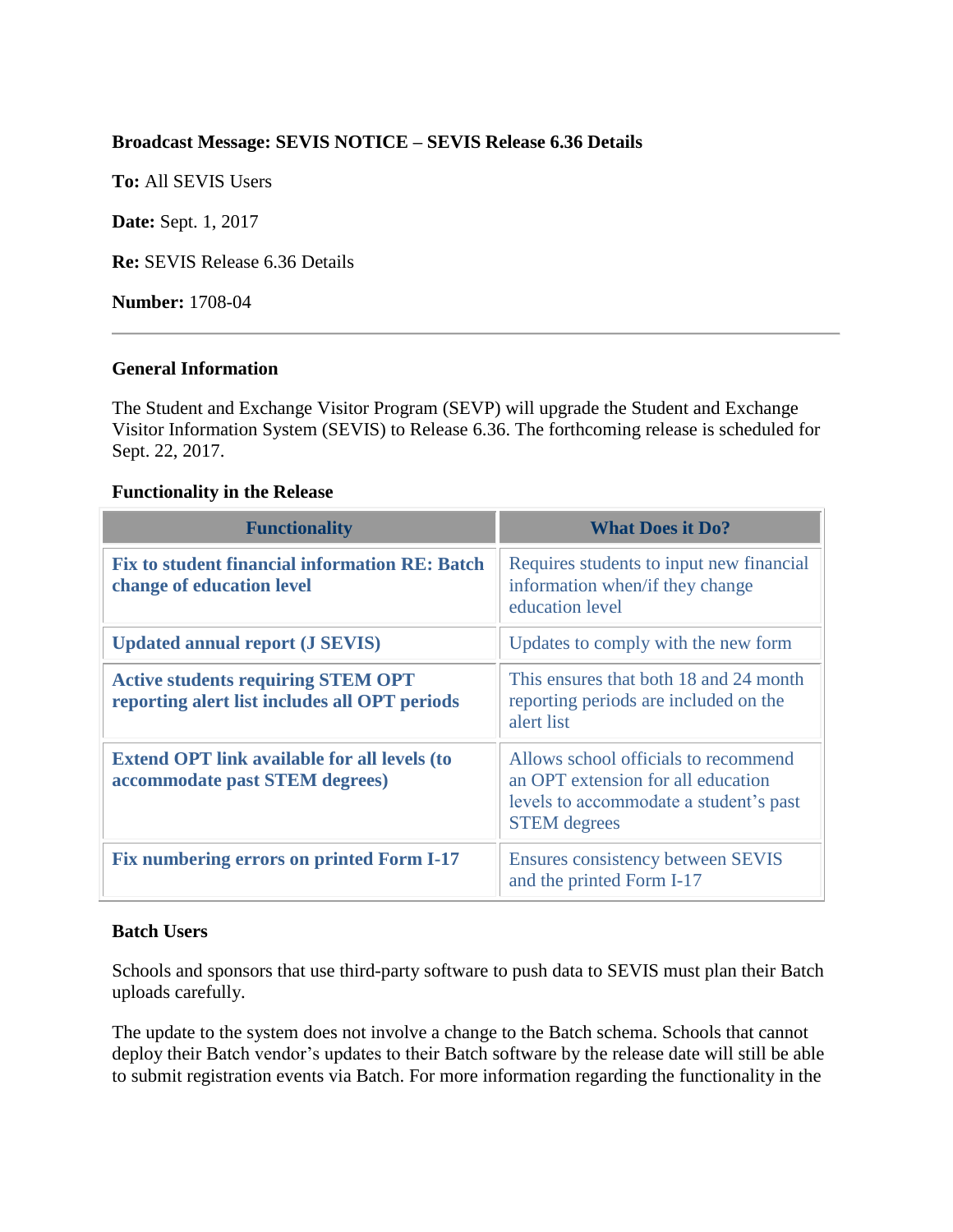**Broadcast Message: SEVIS NOTICE – SEVIS Release 6.36 Details**

**To:** All SEVIS Users

**Date:** Sept. 1, 2017

**Re:** SEVIS Release 6.36 Details

**Number:** 1708-04

---

**General Information**

The Student and Exchange Visitor Program (SEVP) will upgrade the Student and Exchange Visitor Information System (SEVIS) to Release 6.36. The forthcoming release is scheduled for Sept. 22, 2017.

**Functionality in the Release**

| Functionality | What Does it Do? |
| --- | --- |
| **Fix to student financial information RE: Batch change of education level** | Requires students to input new financial information when/if they change education level |
| **Updated annual report (J SEVIS)** | Updates to comply with the new form |
| **Active students requiring STEM OPT reporting alert list includes all OPT periods** | This ensures that both 18 and 24 month reporting periods are included on the alert list |
| **Extend OPT link available for all levels (to accommodate past STEM degrees)** | Allows school officials to recommend an OPT extension for all education levels to accommodate a student's past STEM degrees |
| **Fix numbering errors on printed Form I-17** | Ensures consistency between SEVIS and the printed Form I-17 |

**Batch Users**

Schools and sponsors that use third-party software to push data to SEVIS must plan their Batch uploads carefully.

The update to the system does not involve a change to the Batch schema. Schools that cannot deploy their Batch vendor's updates to their Batch software by the release date will still be able to submit registration events via Batch. For more information regarding the functionality in the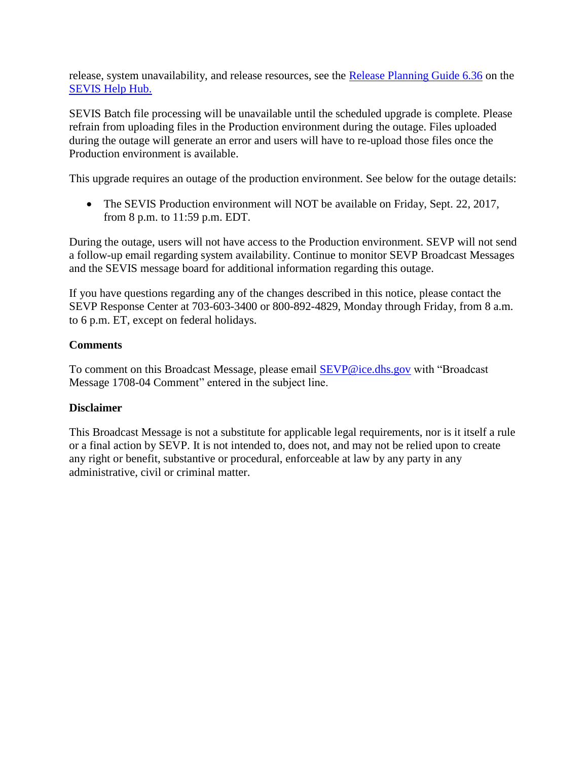release, system unavailability, and release resources, see the [Release Planning Guide 6.36]() on the [SEVIS Help Hub.]()

SEVIS Batch file processing will be unavailable until the scheduled upgrade is complete. Please refrain from uploading files in the Production environment during the outage. Files uploaded during the outage will generate an error and users will have to re-upload those files once the Production environment is available.

This upgrade requires an outage of the production environment. See below for the outage details:

- The SEVIS Production environment will NOT be available on Friday, Sept. 22, 2017, from 8 p.m. to 11:59 p.m. EDT.

During the outage, users will not have access to the Production environment. SEVP will not send a follow-up email regarding system availability. Continue to monitor SEVP Broadcast Messages and the SEVIS message board for additional information regarding this outage.

If you have questions regarding any of the changes described in this notice, please contact the SEVP Response Center at 703-603-3400 or 800-892-4829, Monday through Friday, from 8 a.m. to 6 p.m. ET, except on federal holidays.

**Comments**

To comment on this Broadcast Message, please email SEVP@ice.dhs.gov with "Broadcast Message 1708-04 Comment" entered in the subject line.

**Disclaimer**

This Broadcast Message is not a substitute for applicable legal requirements, nor is it itself a rule or a final action by SEVP. It is not intended to, does not, and may not be relied upon to create any right or benefit, substantive or procedural, enforceable at law by any party in any administrative, civil or criminal matter.